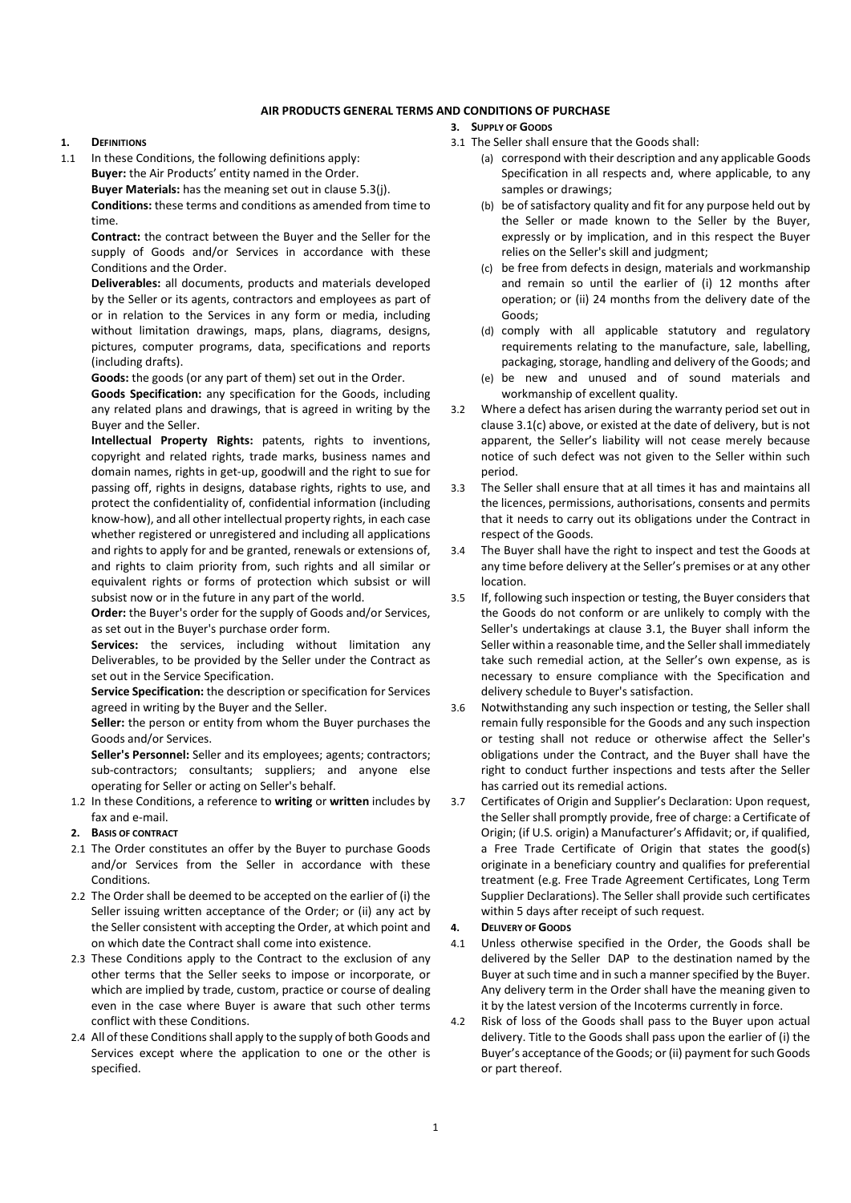# AIR PRODUCTS GENERAL TERMS AND CONDITIONS OF PURCHASE

## 1. DEFINITIONS

1.1 In these Conditions, the following definitions apply:

**Buyer:** the Air Products' entity named in the Order.

**Buyer Materials:** has the meaning set out in clause 5.3(j).

**Conditions:** these terms and conditions as amended from time to time.

**Contract:** the contract between the Buyer and the Seller for the supply of Goods and/or Services in accordance with these Conditions and the Order.

**Deliverables:** all documents, products and materials developed by the Seller or its agents, contractors and employees as part of or in relation to the Services in any form or media, including without limitation drawings, maps, plans, diagrams, designs, pictures, computer programs, data, specifications and reports (including drafts).

**Goods:** the goods (or any part of them) set out in the Order.

**Goods Specification:** any specification for the Goods, including any related plans and drawings, that is agreed in writing by the Buyer and the Seller.

**Intellectual Property Rights:** patents, rights to inventions, copyright and related rights, trade marks, business names and domain names, rights in get-up, goodwill and the right to sue for passing off, rights in designs, database rights, rights to use, and protect the confidentiality of, confidential information (including know-how), and all other intellectual property rights, in each case whether registered or unregistered and including all applications and rights to apply for and be granted, renewals or extensions of, and rights to claim priority from, such rights and all similar or equivalent rights or forms of protection which subsist or will subsist now or in the future in any part of the world.

**Order:** the Buyer's order for the supply of Goods and/or Services, as set out in the Buyer's purchase order form.

**Services:** the services, including without limitation any Deliverables, to be provided by the Seller under the Contract as set out in the Service Specification.

**Service Specification:** the description or specification for Services agreed in writing by the Buyer and the Seller.

**Seller:** the person or entity from whom the Buyer purchases the Goods and/or Services.

**Seller's Personnel:** Seller and its employees; agents; contractors; sub-contractors; consultants; suppliers; and anyone else operating for Seller or acting on Seller's behalf.

1.2 In these Conditions, a reference to **writing** or **written** includes by fax and e-mail.

## 2. BASIS OF CONTRACT

2.1 The Order constitutes an offer by the Buyer to purchase Goods and/or Services from the Seller in accordance with these Conditions.

2.2 The Order shall be deemed to be accepted on the earlier of (i) the Seller issuing written acceptance of the Order; or (ii) any act by the Seller consistent with accepting the Order, at which point and on which date the Contract shall come into existence.

2.3 These Conditions apply to the Contract to the exclusion of any other terms that the Seller seeks to impose or incorporate, or which are implied by trade, custom, practice or course of dealing even in the case where Buyer is aware that such other terms conflict with these Conditions.

2.4 All of these Conditions shall apply to the supply of both Goods and Services except where the application to one or the other is specified.

## 3. SUPPLY OF GOODS

3.1 The Seller shall ensure that the Goods shall:

(a) correspond with their description and any applicable Goods Specification in all respects and, where applicable, to any samples or drawings;

(b) be of satisfactory quality and fit for any purpose held out by the Seller or made known to the Seller by the Buyer, expressly or by implication, and in this respect the Buyer relies on the Seller's skill and judgment;

(c) be free from defects in design, materials and workmanship and remain so until the earlier of (i) 12 months after operation; or (ii) 24 months from the delivery date of the Goods;

(d) comply with all applicable statutory and regulatory requirements relating to the manufacture, sale, labelling, packaging, storage, handling and delivery of the Goods; and

(e) be new and unused and of sound materials and workmanship of excellent quality.

3.2 Where a defect has arisen during the warranty period set out in clause 3.1(c) above, or existed at the date of delivery, but is not apparent, the Seller's liability will not cease merely because notice of such defect was not given to the Seller within such period.

3.3 The Seller shall ensure that at all times it has and maintains all the licences, permissions, authorisations, consents and permits that it needs to carry out its obligations under the Contract in respect of the Goods.

3.4 The Buyer shall have the right to inspect and test the Goods at any time before delivery at the Seller's premises or at any other location.

3.5 If, following such inspection or testing, the Buyer considers that the Goods do not conform or are unlikely to comply with the Seller's undertakings at clause 3.1, the Buyer shall inform the Seller within a reasonable time, and the Seller shall immediately take such remedial action, at the Seller's own expense, as is necessary to ensure compliance with the Specification and delivery schedule to Buyer's satisfaction.

3.6 Notwithstanding any such inspection or testing, the Seller shall remain fully responsible for the Goods and any such inspection or testing shall not reduce or otherwise affect the Seller's obligations under the Contract, and the Buyer shall have the right to conduct further inspections and tests after the Seller has carried out its remedial actions.

3.7 Certificates of Origin and Supplier's Declaration: Upon request, the Seller shall promptly provide, free of charge: a Certificate of Origin; (if U.S. origin) a Manufacturer's Affidavit; or, if qualified, a Free Trade Certificate of Origin that states the good(s) originate in a beneficiary country and qualifies for preferential treatment (e.g. Free Trade Agreement Certificates, Long Term Supplier Declarations). The Seller shall provide such certificates within 5 days after receipt of such request.

## 4. DELIVERY OF GOODS

4.1 Unless otherwise specified in the Order, the Goods shall be delivered by the Seller DAP to the destination named by the Buyer at such time and in such a manner specified by the Buyer. Any delivery term in the Order shall have the meaning given to it by the latest version of the Incoterms currently in force.

4.2 Risk of loss of the Goods shall pass to the Buyer upon actual delivery. Title to the Goods shall pass upon the earlier of (i) the Buyer's acceptance of the Goods; or (ii) payment for such Goods or part thereof.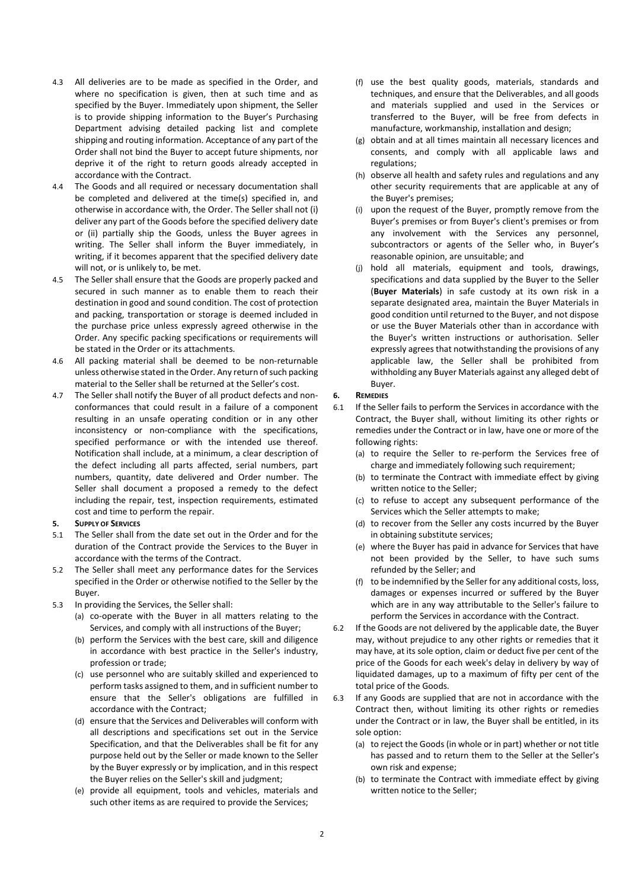4.3 All deliveries are to be made as specified in the Order, and where no specification is given, then at such time and as specified by the Buyer. Immediately upon shipment, the Seller is to provide shipping information to the Buyer's Purchasing Department advising detailed packing list and complete shipping and routing information. Acceptance of any part of the Order shall not bind the Buyer to accept future shipments, nor deprive it of the right to return goods already accepted in accordance with the Contract.

4.4 The Goods and all required or necessary documentation shall be completed and delivered at the time(s) specified in, and otherwise in accordance with, the Order. The Seller shall not (i) deliver any part of the Goods before the specified delivery date or (ii) partially ship the Goods, unless the Buyer agrees in writing. The Seller shall inform the Buyer immediately, in writing, if it becomes apparent that the specified delivery date will not, or is unlikely to, be met.

4.5 The Seller shall ensure that the Goods are properly packed and secured in such manner as to enable them to reach their destination in good and sound condition. The cost of protection and packing, transportation or storage is deemed included in the purchase price unless expressly agreed otherwise in the Order. Any specific packing specifications or requirements will be stated in the Order or its attachments.

4.6 All packing material shall be deemed to be non-returnable unless otherwise stated in the Order. Any return of such packing material to the Seller shall be returned at the Seller's cost.

4.7 The Seller shall notify the Buyer of all product defects and non-conformances that could result in a failure of a component resulting in an unsafe operating condition or in any other inconsistency or non-compliance with the specifications, specified performance or with the intended use thereof. Notification shall include, at a minimum, a clear description of the defect including all parts affected, serial numbers, part numbers, quantity, date delivered and Order number. The Seller shall document a proposed a remedy to the defect including the repair, test, inspection requirements, estimated cost and time to perform the repair.

**5. SUPPLY OF SERVICES**

5.1 The Seller shall from the date set out in the Order and for the duration of the Contract provide the Services to the Buyer in accordance with the terms of the Contract.

5.2 The Seller shall meet any performance dates for the Services specified in the Order or otherwise notified to the Seller by the Buyer.

5.3 In providing the Services, the Seller shall:

(a) co-operate with the Buyer in all matters relating to the Services, and comply with all instructions of the Buyer;

(b) perform the Services with the best care, skill and diligence in accordance with best practice in the Seller's industry, profession or trade;

(c) use personnel who are suitably skilled and experienced to perform tasks assigned to them, and in sufficient number to ensure that the Seller's obligations are fulfilled in accordance with the Contract;

(d) ensure that the Services and Deliverables will conform with all descriptions and specifications set out in the Service Specification, and that the Deliverables shall be fit for any purpose held out by the Seller or made known to the Seller by the Buyer expressly or by implication, and in this respect the Buyer relies on the Seller's skill and judgment;

(e) provide all equipment, tools and vehicles, materials and such other items as are required to provide the Services;

(f) use the best quality goods, materials, standards and techniques, and ensure that the Deliverables, and all goods and materials supplied and used in the Services or transferred to the Buyer, will be free from defects in manufacture, workmanship, installation and design;

(g) obtain and at all times maintain all necessary licences and consents, and comply with all applicable laws and regulations;

(h) observe all health and safety rules and regulations and any other security requirements that are applicable at any of the Buyer's premises;

(i) upon the request of the Buyer, promptly remove from the Buyer's premises or from Buyer's client's premises or from any involvement with the Services any personnel, subcontractors or agents of the Seller who, in Buyer's reasonable opinion, are unsuitable; and

(j) hold all materials, equipment and tools, drawings, specifications and data supplied by the Buyer to the Seller (**Buyer Materials**) in safe custody at its own risk in a separate designated area, maintain the Buyer Materials in good condition until returned to the Buyer, and not dispose or use the Buyer Materials other than in accordance with the Buyer's written instructions or authorisation. Seller expressly agrees that notwithstanding the provisions of any applicable law, the Seller shall be prohibited from withholding any Buyer Materials against any alleged debt of Buyer.

**6. REMEDIES**

6.1 If the Seller fails to perform the Services in accordance with the Contract, the Buyer shall, without limiting its other rights or remedies under the Contract or in law, have one or more of the following rights:

(a) to require the Seller to re-perform the Services free of charge and immediately following such requirement;

(b) to terminate the Contract with immediate effect by giving written notice to the Seller;

(c) to refuse to accept any subsequent performance of the Services which the Seller attempts to make;

(d) to recover from the Seller any costs incurred by the Buyer in obtaining substitute services;

(e) where the Buyer has paid in advance for Services that have not been provided by the Seller, to have such sums refunded by the Seller; and

(f) to be indemnified by the Seller for any additional costs, loss, damages or expenses incurred or suffered by the Buyer which are in any way attributable to the Seller's failure to perform the Services in accordance with the Contract.

6.2 If the Goods are not delivered by the applicable date, the Buyer may, without prejudice to any other rights or remedies that it may have, at its sole option, claim or deduct five per cent of the price of the Goods for each week's delay in delivery by way of liquidated damages, up to a maximum of fifty per cent of the total price of the Goods.

6.3 If any Goods are supplied that are not in accordance with the Contract then, without limiting its other rights or remedies under the Contract or in law, the Buyer shall be entitled, in its sole option:

(a) to reject the Goods (in whole or in part) whether or not title has passed and to return them to the Seller at the Seller's own risk and expense;

(b) to terminate the Contract with immediate effect by giving written notice to the Seller;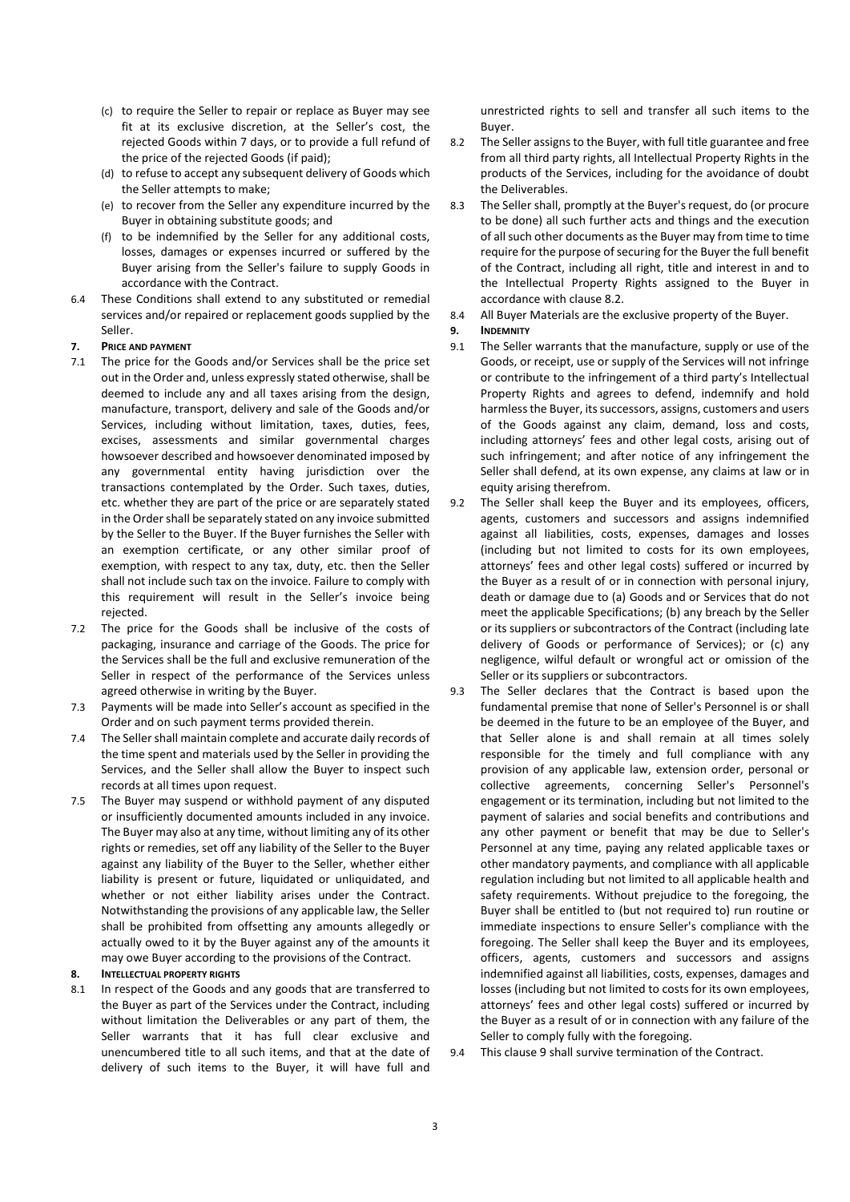(c) to require the Seller to repair or replace as Buyer may see fit at its exclusive discretion, at the Seller's cost, the rejected Goods within 7 days, or to provide a full refund of the price of the rejected Goods (if paid);

(d) to refuse to accept any subsequent delivery of Goods which the Seller attempts to make;

(e) to recover from the Seller any expenditure incurred by the Buyer in obtaining substitute goods; and

(f) to be indemnified by the Seller for any additional costs, losses, damages or expenses incurred or suffered by the Buyer arising from the Seller's failure to supply Goods in accordance with the Contract.

6.4 These Conditions shall extend to any substituted or remedial services and/or repaired or replacement goods supplied by the Seller.

**7. PRICE AND PAYMENT**

7.1 The price for the Goods and/or Services shall be the price set out in the Order and, unless expressly stated otherwise, shall be deemed to include any and all taxes arising from the design, manufacture, transport, delivery and sale of the Goods and/or Services, including without limitation, taxes, duties, fees, excises, assessments and similar governmental charges howsoever described and howsoever denominated imposed by any governmental entity having jurisdiction over the transactions contemplated by the Order. Such taxes, duties, etc. whether they are part of the price or are separately stated in the Order shall be separately stated on any invoice submitted by the Seller to the Buyer. If the Buyer furnishes the Seller with an exemption certificate, or any other similar proof of exemption, with respect to any tax, duty, etc. then the Seller shall not include such tax on the invoice. Failure to comply with this requirement will result in the Seller's invoice being rejected.

7.2 The price for the Goods shall be inclusive of the costs of packaging, insurance and carriage of the Goods. The price for the Services shall be the full and exclusive remuneration of the Seller in respect of the performance of the Services unless agreed otherwise in writing by the Buyer.

7.3 Payments will be made into Seller's account as specified in the Order and on such payment terms provided therein.

7.4 The Seller shall maintain complete and accurate daily records of the time spent and materials used by the Seller in providing the Services, and the Seller shall allow the Buyer to inspect such records at all times upon request.

7.5 The Buyer may suspend or withhold payment of any disputed or insufficiently documented amounts included in any invoice. The Buyer may also at any time, without limiting any of its other rights or remedies, set off any liability of the Seller to the Buyer against any liability of the Buyer to the Seller, whether either liability is present or future, liquidated or unliquidated, and whether or not either liability arises under the Contract. Notwithstanding the provisions of any applicable law, the Seller shall be prohibited from offsetting any amounts allegedly or actually owed to it by the Buyer against any of the amounts it may owe Buyer according to the provisions of the Contract.

**8. INTELLECTUAL PROPERTY RIGHTS**

8.1 In respect of the Goods and any goods that are transferred to the Buyer as part of the Services under the Contract, including without limitation the Deliverables or any part of them, the Seller warrants that it has full clear exclusive and unencumbered title to all such items, and that at the date of delivery of such items to the Buyer, it will have full and unrestricted rights to sell and transfer all such items to the Buyer.

8.2 The Seller assigns to the Buyer, with full title guarantee and free from all third party rights, all Intellectual Property Rights in the products of the Services, including for the avoidance of doubt the Deliverables.

8.3 The Seller shall, promptly at the Buyer's request, do (or procure to be done) all such further acts and things and the execution of all such other documents as the Buyer may from time to time require for the purpose of securing for the Buyer the full benefit of the Contract, including all right, title and interest in and to the Intellectual Property Rights assigned to the Buyer in accordance with clause 8.2.

8.4 All Buyer Materials are the exclusive property of the Buyer.

**9. INDEMNITY**

9.1 The Seller warrants that the manufacture, supply or use of the Goods, or receipt, use or supply of the Services will not infringe or contribute to the infringement of a third party's Intellectual Property Rights and agrees to defend, indemnify and hold harmless the Buyer, its successors, assigns, customers and users of the Goods against any claim, demand, loss and costs, including attorneys' fees and other legal costs, arising out of such infringement; and after notice of any infringement the Seller shall defend, at its own expense, any claims at law or in equity arising therefrom.

9.2 The Seller shall keep the Buyer and its employees, officers, agents, customers and successors and assigns indemnified against all liabilities, costs, expenses, damages and losses (including but not limited to costs for its own employees, attorneys' fees and other legal costs) suffered or incurred by the Buyer as a result of or in connection with personal injury, death or damage due to (a) Goods and or Services that do not meet the applicable Specifications; (b) any breach by the Seller or its suppliers or subcontractors of the Contract (including late delivery of Goods or performance of Services); or (c) any negligence, wilful default or wrongful act or omission of the Seller or its suppliers or subcontractors.

9.3 The Seller declares that the Contract is based upon the fundamental premise that none of Seller's Personnel is or shall be deemed in the future to be an employee of the Buyer, and that Seller alone is and shall remain at all times solely responsible for the timely and full compliance with any provision of any applicable law, extension order, personal or collective agreements, concerning Seller's Personnel's engagement or its termination, including but not limited to the payment of salaries and social benefits and contributions and any other payment or benefit that may be due to Seller's Personnel at any time, paying any related applicable taxes or other mandatory payments, and compliance with all applicable regulation including but not limited to all applicable health and safety requirements. Without prejudice to the foregoing, the Buyer shall be entitled to (but not required to) run routine or immediate inspections to ensure Seller's compliance with the foregoing. The Seller shall keep the Buyer and its employees, officers, agents, customers and successors and assigns indemnified against all liabilities, costs, expenses, damages and losses (including but not limited to costs for its own employees, attorneys' fees and other legal costs) suffered or incurred by the Buyer as a result of or in connection with any failure of the Seller to comply fully with the foregoing.

9.4 This clause 9 shall survive termination of the Contract.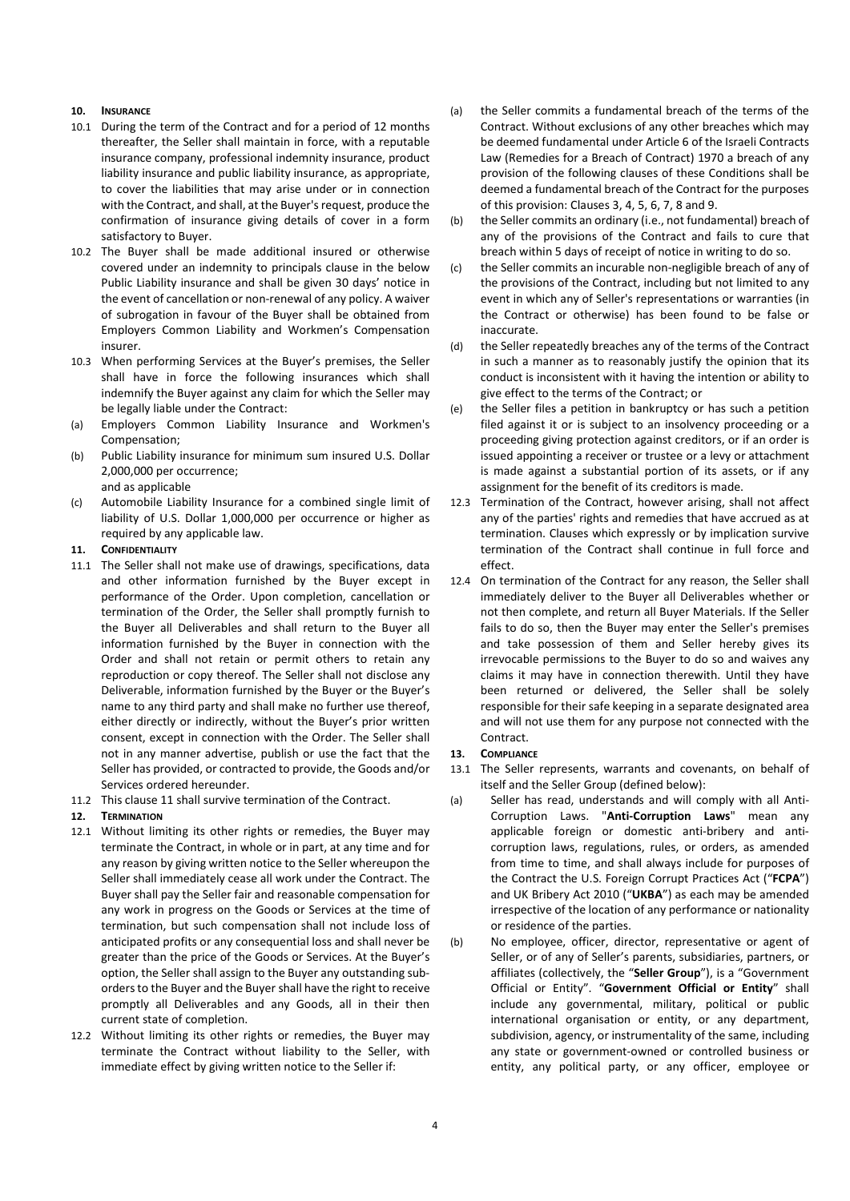## 10. INSURANCE

10.1 During the term of the Contract and for a period of 12 months thereafter, the Seller shall maintain in force, with a reputable insurance company, professional indemnity insurance, product liability insurance and public liability insurance, as appropriate, to cover the liabilities that may arise under or in connection with the Contract, and shall, at the Buyer's request, produce the confirmation of insurance giving details of cover in a form satisfactory to Buyer.

10.2 The Buyer shall be made additional insured or otherwise covered under an indemnity to principals clause in the below Public Liability insurance and shall be given 30 days' notice in the event of cancellation or non-renewal of any policy. A waiver of subrogation in favour of the Buyer shall be obtained from Employers Common Liability and Workmen's Compensation insurer.

10.3 When performing Services at the Buyer's premises, the Seller shall have in force the following insurances which shall indemnify the Buyer against any claim for which the Seller may be legally liable under the Contract:

(a) Employers Common Liability Insurance and Workmen's Compensation;

(b) Public Liability insurance for minimum sum insured U.S. Dollar 2,000,000 per occurrence;

and as applicable

(c) Automobile Liability Insurance for a combined single limit of liability of U.S. Dollar 1,000,000 per occurrence or higher as required by any applicable law.

## 11. CONFIDENTIALITY

11.1 The Seller shall not make use of drawings, specifications, data and other information furnished by the Buyer except in performance of the Order. Upon completion, cancellation or termination of the Order, the Seller shall promptly furnish to the Buyer all Deliverables and shall return to the Buyer all information furnished by the Buyer in connection with the Order and shall not retain or permit others to retain any reproduction or copy thereof. The Seller shall not disclose any Deliverable, information furnished by the Buyer or the Buyer's name to any third party and shall make no further use thereof, either directly or indirectly, without the Buyer's prior written consent, except in connection with the Order. The Seller shall not in any manner advertise, publish or use the fact that the Seller has provided, or contracted to provide, the Goods and/or Services ordered hereunder.

11.2 This clause 11 shall survive termination of the Contract.

## 12. TERMINATION

12.1 Without limiting its other rights or remedies, the Buyer may terminate the Contract, in whole or in part, at any time and for any reason by giving written notice to the Seller whereupon the Seller shall immediately cease all work under the Contract. The Buyer shall pay the Seller fair and reasonable compensation for any work in progress on the Goods or Services at the time of termination, but such compensation shall not include loss of anticipated profits or any consequential loss and shall never be greater than the price of the Goods or Services. At the Buyer's option, the Seller shall assign to the Buyer any outstanding sub-orders to the Buyer and the Buyer shall have the right to receive promptly all Deliverables and any Goods, all in their then current state of completion.

12.2 Without limiting its other rights or remedies, the Buyer may terminate the Contract without liability to the Seller, with immediate effect by giving written notice to the Seller if:

(a) the Seller commits a fundamental breach of the terms of the Contract. Without exclusions of any other breaches which may be deemed fundamental under Article 6 of the Israeli Contracts Law (Remedies for a Breach of Contract) 1970 a breach of any provision of the following clauses of these Conditions shall be deemed a fundamental breach of the Contract for the purposes of this provision: Clauses 3, 4, 5, 6, 7, 8 and 9.

(b) the Seller commits an ordinary (i.e., not fundamental) breach of any of the provisions of the Contract and fails to cure that breach within 5 days of receipt of notice in writing to do so.

(c) the Seller commits an incurable non-negligible breach of any of the provisions of the Contract, including but not limited to any event in which any of Seller's representations or warranties (in the Contract or otherwise) has been found to be false or inaccurate.

(d) the Seller repeatedly breaches any of the terms of the Contract in such a manner as to reasonably justify the opinion that its conduct is inconsistent with it having the intention or ability to give effect to the terms of the Contract; or

(e) the Seller files a petition in bankruptcy or has such a petition filed against it or is subject to an insolvency proceeding or a proceeding giving protection against creditors, or if an order is issued appointing a receiver or trustee or a levy or attachment is made against a substantial portion of its assets, or if any assignment for the benefit of its creditors is made.

12.3 Termination of the Contract, however arising, shall not affect any of the parties' rights and remedies that have accrued as at termination. Clauses which expressly or by implication survive termination of the Contract shall continue in full force and effect.

12.4 On termination of the Contract for any reason, the Seller shall immediately deliver to the Buyer all Deliverables whether or not then complete, and return all Buyer Materials. If the Seller fails to do so, then the Buyer may enter the Seller's premises and take possession of them and Seller hereby gives its irrevocable permissions to the Buyer to do so and waives any claims it may have in connection therewith. Until they have been returned or delivered, the Seller shall be solely responsible for their safe keeping in a separate designated area and will not use them for any purpose not connected with the Contract.

## 13. COMPLIANCE

13.1 The Seller represents, warrants and covenants, on behalf of itself and the Seller Group (defined below):

(a) Seller has read, understands and will comply with all Anti-Corruption Laws. "**Anti-Corruption Laws**" mean any applicable foreign or domestic anti-bribery and anti-corruption laws, regulations, rules, or orders, as amended from time to time, and shall always include for purposes of the Contract the U.S. Foreign Corrupt Practices Act ("**FCPA**") and UK Bribery Act 2010 ("**UKBA**") as each may be amended irrespective of the location of any performance or nationality or residence of the parties.

(b) No employee, officer, director, representative or agent of Seller, or of any of Seller's parents, subsidiaries, partners, or affiliates (collectively, the "**Seller Group**"), is a "Government Official or Entity". "**Government Official or Entity**" shall include any governmental, military, political or public international organisation or entity, or any department, subdivision, agency, or instrumentality of the same, including any state or government-owned or controlled business or entity, any political party, or any officer, employee or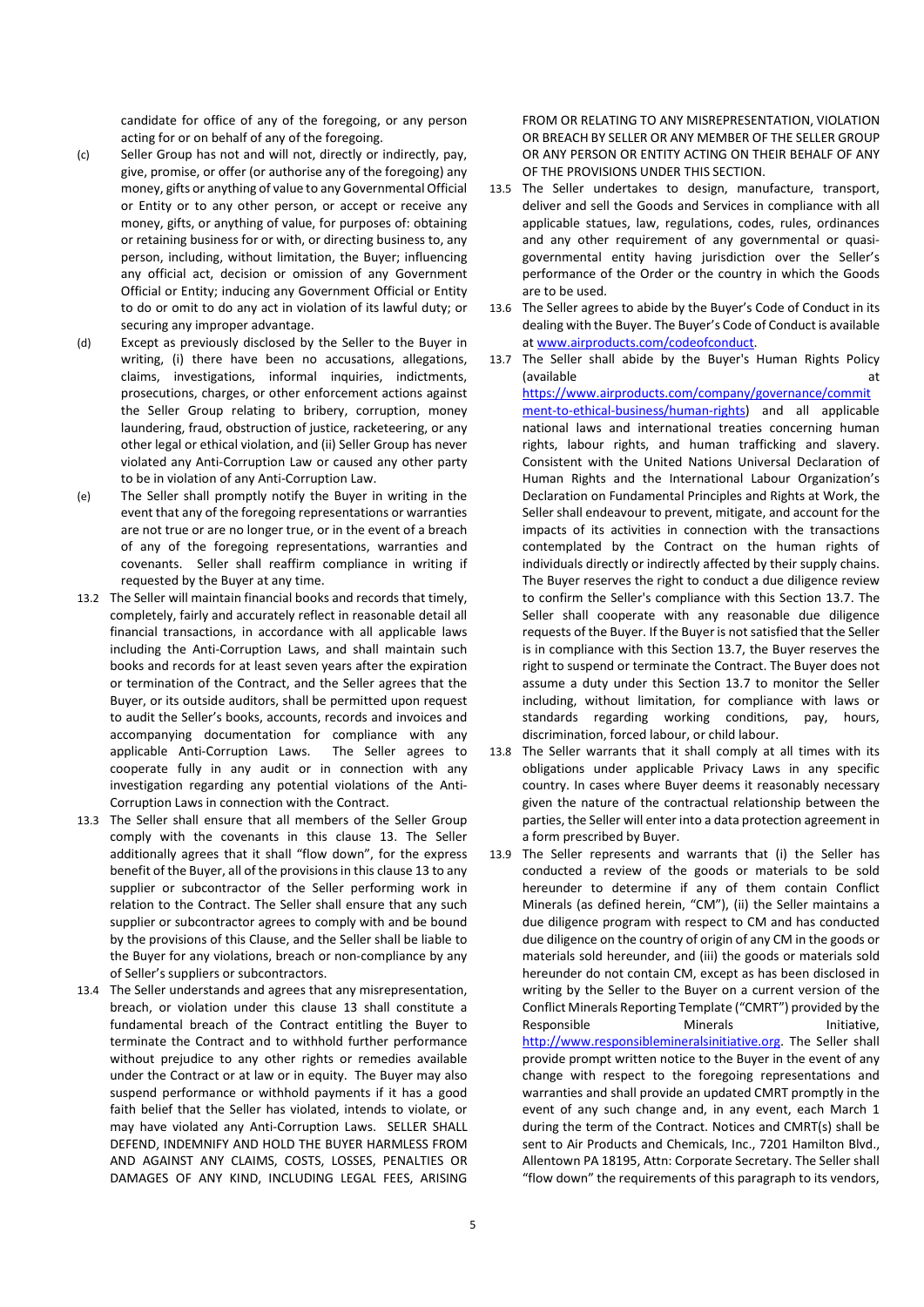candidate for office of any of the foregoing, or any person acting for or on behalf of any of the foregoing.

(c) Seller Group has not and will not, directly or indirectly, pay, give, promise, or offer (or authorise any of the foregoing) any money, gifts or anything of value to any Governmental Official or Entity or to any other person, or accept or receive any money, gifts, or anything of value, for purposes of: obtaining or retaining business for or with, or directing business to, any person, including, without limitation, the Buyer; influencing any official act, decision or omission of any Government Official or Entity; inducing any Government Official or Entity to do or omit to do any act in violation of its lawful duty; or securing any improper advantage.

(d) Except as previously disclosed by the Seller to the Buyer in writing, (i) there have been no accusations, allegations, claims, investigations, informal inquiries, indictments, prosecutions, charges, or other enforcement actions against the Seller Group relating to bribery, corruption, money laundering, fraud, obstruction of justice, racketeering, or any other legal or ethical violation, and (ii) Seller Group has never violated any Anti-Corruption Law or caused any other party to be in violation of any Anti-Corruption Law.

(e) The Seller shall promptly notify the Buyer in writing in the event that any of the foregoing representations or warranties are not true or are no longer true, or in the event of a breach of any of the foregoing representations, warranties and covenants. Seller shall reaffirm compliance in writing if requested by the Buyer at any time.

13.2 The Seller will maintain financial books and records that timely, completely, fairly and accurately reflect in reasonable detail all financial transactions, in accordance with all applicable laws including the Anti-Corruption Laws, and shall maintain such books and records for at least seven years after the expiration or termination of the Contract, and the Seller agrees that the Buyer, or its outside auditors, shall be permitted upon request to audit the Seller's books, accounts, records and invoices and accompanying documentation for compliance with any applicable Anti-Corruption Laws. The Seller agrees to cooperate fully in any audit or in connection with any investigation regarding any potential violations of the Anti-Corruption Laws in connection with the Contract.

13.3 The Seller shall ensure that all members of the Seller Group comply with the covenants in this clause 13. The Seller additionally agrees that it shall "flow down", for the express benefit of the Buyer, all of the provisions in this clause 13 to any supplier or subcontractor of the Seller performing work in relation to the Contract. The Seller shall ensure that any such supplier or subcontractor agrees to comply with and be bound by the provisions of this Clause, and the Seller shall be liable to the Buyer for any violations, breach or non-compliance by any of Seller's suppliers or subcontractors.

13.4 The Seller understands and agrees that any misrepresentation, breach, or violation under this clause 13 shall constitute a fundamental breach of the Contract entitling the Buyer to terminate the Contract and to withhold further performance without prejudice to any other rights or remedies available under the Contract or at law or in equity. The Buyer may also suspend performance or withhold payments if it has a good faith belief that the Seller has violated, intends to violate, or may have violated any Anti-Corruption Laws. SELLER SHALL DEFEND, INDEMNIFY AND HOLD THE BUYER HARMLESS FROM AND AGAINST ANY CLAIMS, COSTS, LOSSES, PENALTIES OR DAMAGES OF ANY KIND, INCLUDING LEGAL FEES, ARISING FROM OR RELATING TO ANY MISREPRESENTATION, VIOLATION OR BREACH BY SELLER OR ANY MEMBER OF THE SELLER GROUP OR ANY PERSON OR ENTITY ACTING ON THEIR BEHALF OF ANY OF THE PROVISIONS UNDER THIS SECTION.

13.5 The Seller undertakes to design, manufacture, transport, deliver and sell the Goods and Services in compliance with all applicable statues, law, regulations, codes, rules, ordinances and any other requirement of any governmental or quasi-governmental entity having jurisdiction over the Seller's performance of the Order or the country in which the Goods are to be used.

13.6 The Seller agrees to abide by the Buyer's Code of Conduct in its dealing with the Buyer. The Buyer's Code of Conduct is available at www.airproducts.com/codeofconduct.

13.7 The Seller shall abide by the Buyer's Human Rights Policy (available at https://www.airproducts.com/company/governance/commitment-to-ethical-business/human-rights) and all applicable national laws and international treaties concerning human rights, labour rights, and human trafficking and slavery. Consistent with the United Nations Universal Declaration of Human Rights and the International Labour Organization's Declaration on Fundamental Principles and Rights at Work, the Seller shall endeavour to prevent, mitigate, and account for the impacts of its activities in connection with the transactions contemplated by the Contract on the human rights of individuals directly or indirectly affected by their supply chains. The Buyer reserves the right to conduct a due diligence review to confirm the Seller's compliance with this Section 13.7. The Seller shall cooperate with any reasonable due diligence requests of the Buyer. If the Buyer is not satisfied that the Seller is in compliance with this Section 13.7, the Buyer reserves the right to suspend or terminate the Contract. The Buyer does not assume a duty under this Section 13.7 to monitor the Seller including, without limitation, for compliance with laws or standards regarding working conditions, pay, hours, discrimination, forced labour, or child labour.

13.8 The Seller warrants that it shall comply at all times with its obligations under applicable Privacy Laws in any specific country. In cases where Buyer deems it reasonably necessary given the nature of the contractual relationship between the parties, the Seller will enter into a data protection agreement in a form prescribed by Buyer.

13.9 The Seller represents and warrants that (i) the Seller has conducted a review of the goods or materials to be sold hereunder to determine if any of them contain Conflict Minerals (as defined herein, "CM"), (ii) the Seller maintains a due diligence program with respect to CM and has conducted due diligence on the country of origin of any CM in the goods or materials sold hereunder, and (iii) the goods or materials sold hereunder do not contain CM, except as has been disclosed in writing by the Seller to the Buyer on a current version of the Conflict Minerals Reporting Template ("CMRT") provided by the Responsible Minerals Initiative, http://www.responsiblemineralsinitiative.org. The Seller shall provide prompt written notice to the Buyer in the event of any change with respect to the foregoing representations and warranties and shall provide an updated CMRT promptly in the event of any such change and, in any event, each March 1 during the term of the Contract. Notices and CMRT(s) shall be sent to Air Products and Chemicals, Inc., 7201 Hamilton Blvd., Allentown PA 18195, Attn: Corporate Secretary. The Seller shall "flow down" the requirements of this paragraph to its vendors,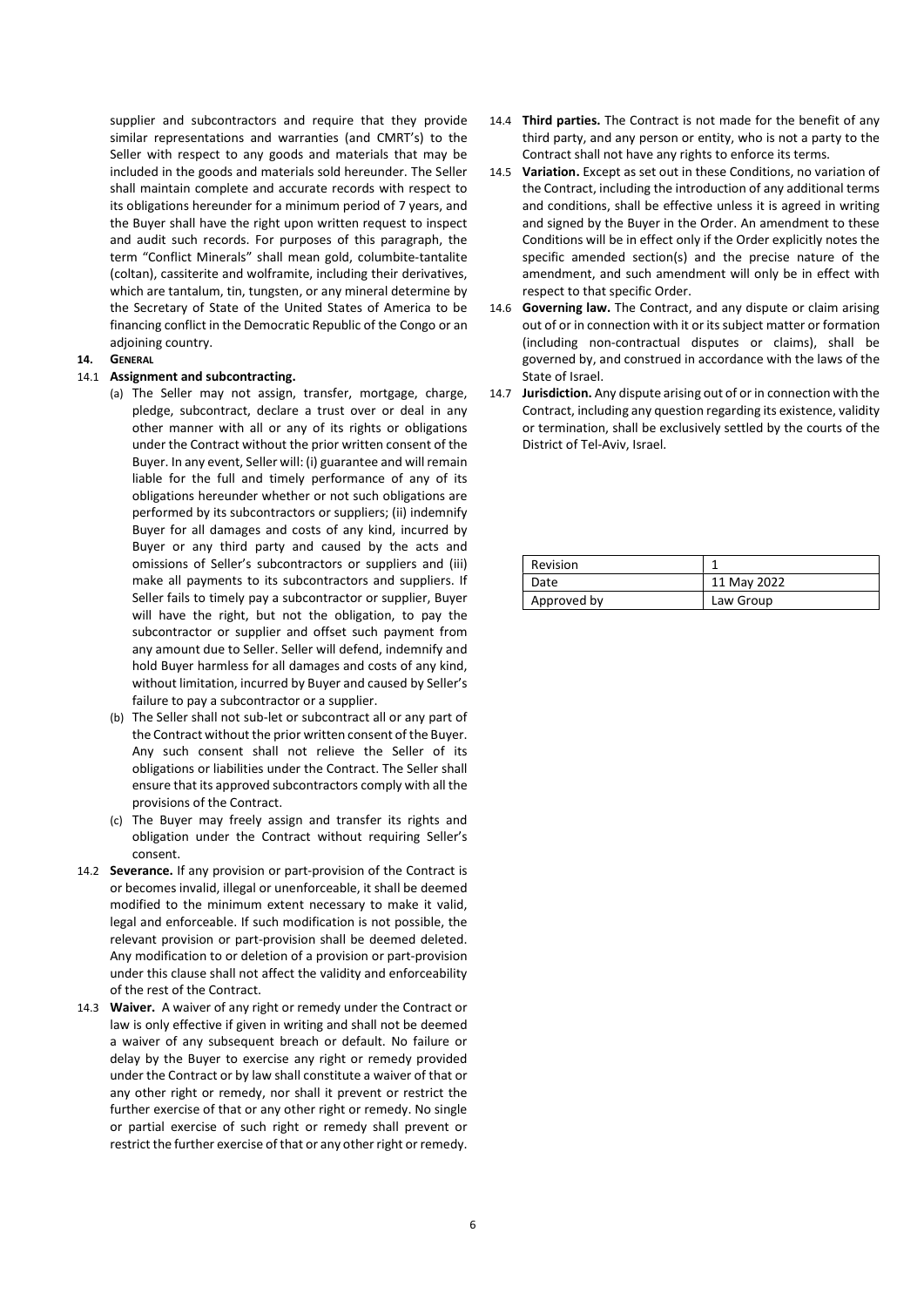supplier and subcontractors and require that they provide similar representations and warranties (and CMRT's) to the Seller with respect to any goods and materials that may be included in the goods and materials sold hereunder. The Seller shall maintain complete and accurate records with respect to its obligations hereunder for a minimum period of 7 years, and the Buyer shall have the right upon written request to inspect and audit such records. For purposes of this paragraph, the term "Conflict Minerals" shall mean gold, columbite-tantalite (coltan), cassiterite and wolframite, including their derivatives, which are tantalum, tin, tungsten, or any mineral determine by the Secretary of State of the United States of America to be financing conflict in the Democratic Republic of the Congo or an adjoining country.

**14. GENERAL**

14.1 **Assignment and subcontracting.**

(a) The Seller may not assign, transfer, mortgage, charge, pledge, subcontract, declare a trust over or deal in any other manner with all or any of its rights or obligations under the Contract without the prior written consent of the Buyer. In any event, Seller will: (i) guarantee and will remain liable for the full and timely performance of any of its obligations hereunder whether or not such obligations are performed by its subcontractors or suppliers; (ii) indemnify Buyer for all damages and costs of any kind, incurred by Buyer or any third party and caused by the acts and omissions of Seller's subcontractors or suppliers and (iii) make all payments to its subcontractors and suppliers. If Seller fails to timely pay a subcontractor or supplier, Buyer will have the right, but not the obligation, to pay the subcontractor or supplier and offset such payment from any amount due to Seller. Seller will defend, indemnify and hold Buyer harmless for all damages and costs of any kind, without limitation, incurred by Buyer and caused by Seller's failure to pay a subcontractor or a supplier.

(b) The Seller shall not sub-let or subcontract all or any part of the Contract without the prior written consent of the Buyer. Any such consent shall not relieve the Seller of its obligations or liabilities under the Contract. The Seller shall ensure that its approved subcontractors comply with all the provisions of the Contract.

(c) The Buyer may freely assign and transfer its rights and obligation under the Contract without requiring Seller's consent.

14.2 **Severance.** If any provision or part-provision of the Contract is or becomes invalid, illegal or unenforceable, it shall be deemed modified to the minimum extent necessary to make it valid, legal and enforceable. If such modification is not possible, the relevant provision or part-provision shall be deemed deleted. Any modification to or deletion of a provision or part-provision under this clause shall not affect the validity and enforceability of the rest of the Contract.

14.3 **Waiver.** A waiver of any right or remedy under the Contract or law is only effective if given in writing and shall not be deemed a waiver of any subsequent breach or default. No failure or delay by the Buyer to exercise any right or remedy provided under the Contract or by law shall constitute a waiver of that or any other right or remedy, nor shall it prevent or restrict the further exercise of that or any other right or remedy. No single or partial exercise of such right or remedy shall prevent or restrict the further exercise of that or any other right or remedy.

14.4 **Third parties.** The Contract is not made for the benefit of any third party, and any person or entity, who is not a party to the Contract shall not have any rights to enforce its terms.

14.5 **Variation.** Except as set out in these Conditions, no variation of the Contract, including the introduction of any additional terms and conditions, shall be effective unless it is agreed in writing and signed by the Buyer in the Order. An amendment to these Conditions will be in effect only if the Order explicitly notes the specific amended section(s) and the precise nature of the amendment, and such amendment will only be in effect with respect to that specific Order.

14.6 **Governing law.** The Contract, and any dispute or claim arising out of or in connection with it or its subject matter or formation (including non-contractual disputes or claims), shall be governed by, and construed in accordance with the laws of the State of Israel.

14.7 **Jurisdiction.** Any dispute arising out of or in connection with the Contract, including any question regarding its existence, validity or termination, shall be exclusively settled by the courts of the District of Tel-Aviv, Israel.

| | |
|---|---|
| Revision | 1 |
| Date | 11 May 2022 |
| Approved by | Law Group |